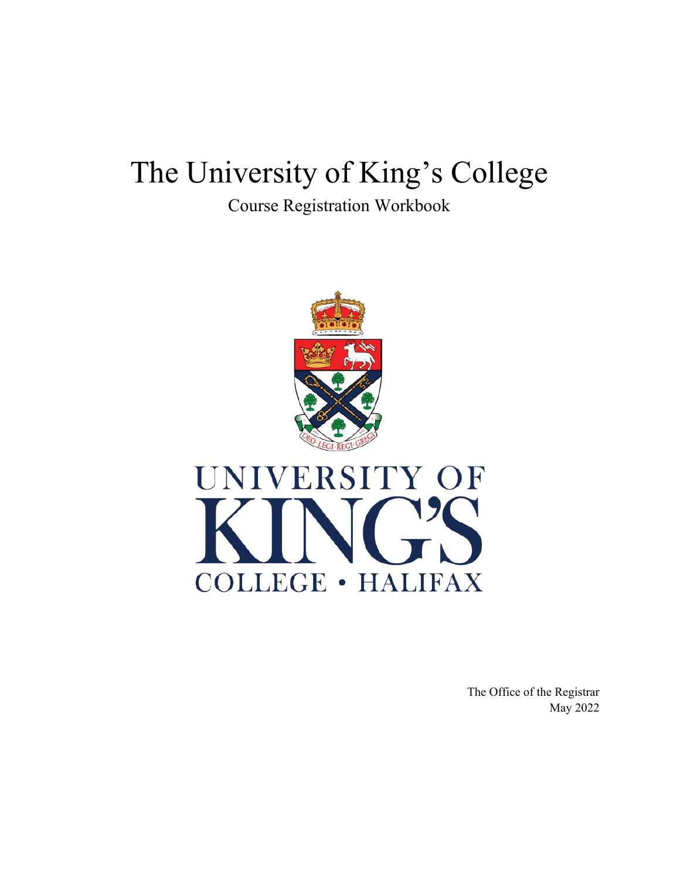# The University of King's College

Course Registration Workbook

The Office of the Registrar
May 2022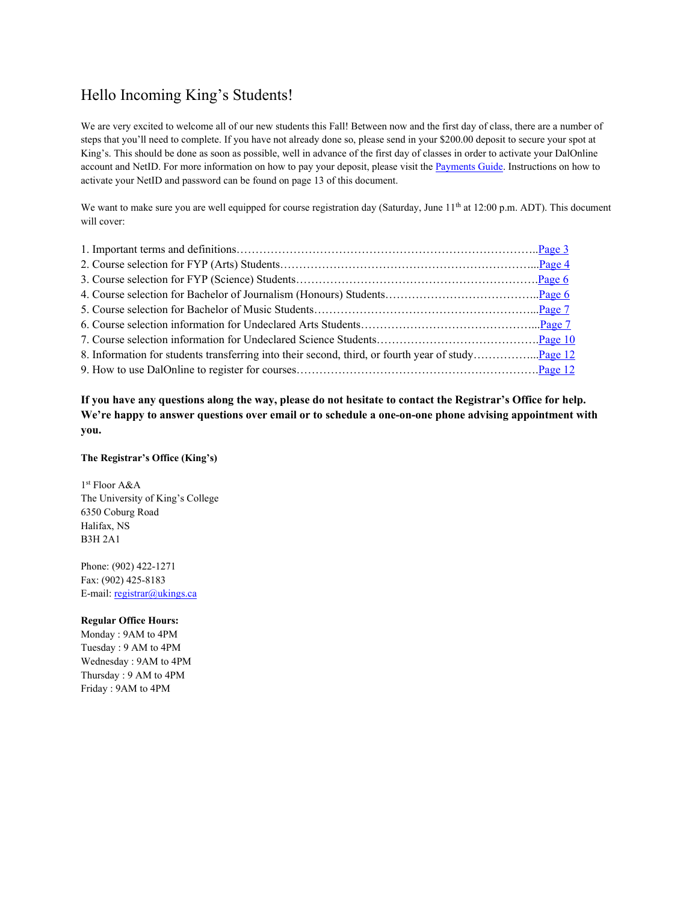# Hello Incoming King's Students!

We are very excited to welcome all of our new students this Fall! Between now and the first day of class, there are a number of steps that you'll need to complete. If you have not already done so, please send in your $200.00 deposit to secure your spot at King's. This should be done as soon as possible, well in advance of the first day of classes in order to activate your DalOnline account and NetID. For more information on how to pay your deposit, please visit the Payments Guide. Instructions on how to activate your NetID and password can be found on page 13 of this document.

We want to make sure you are well equipped for course registration day (Saturday, June 11th at 12:00 p.m. ADT). This document will cover:

1. Important terms and definitions……………………………………………………………………..Page 3
2. Course selection for FYP (Arts) Students…………………………………………………………...Page 4
3. Course selection for FYP (Science) Students……………………………………………………….Page 6
4. Course selection for Bachelor of Journalism (Honours) Students…………………………………...Page 6
5. Course selection for Bachelor of Music Students…………………………………………………...Page 7
6. Course selection information for Undeclared Arts Students………………………………………...Page 7
7. Course selection information for Undeclared Science Students…………………………………….Page 10
8. Information for students transferring into their second, third, or fourth year of study……………...Page 12
9. How to use DalOnline to register for courses……………………………………………………….Page 12

**If you have any questions along the way, please do not hesitate to contact the Registrar's Office for help. We're happy to answer questions over email or to schedule a one-on-one phone advising appointment with you.**

**The Registrar's Office (King's)**

1st Floor A&A
The University of King's College
6350 Coburg Road
Halifax, NS
B3H 2A1

Phone: (902) 422-1271
Fax: (902) 425-8183
E-mail: registrar@ukings.ca

**Regular Office Hours:**
Monday : 9AM to 4PM
Tuesday : 9 AM to 4PM
Wednesday : 9AM to 4PM
Thursday : 9 AM to 4PM
Friday : 9AM to 4PM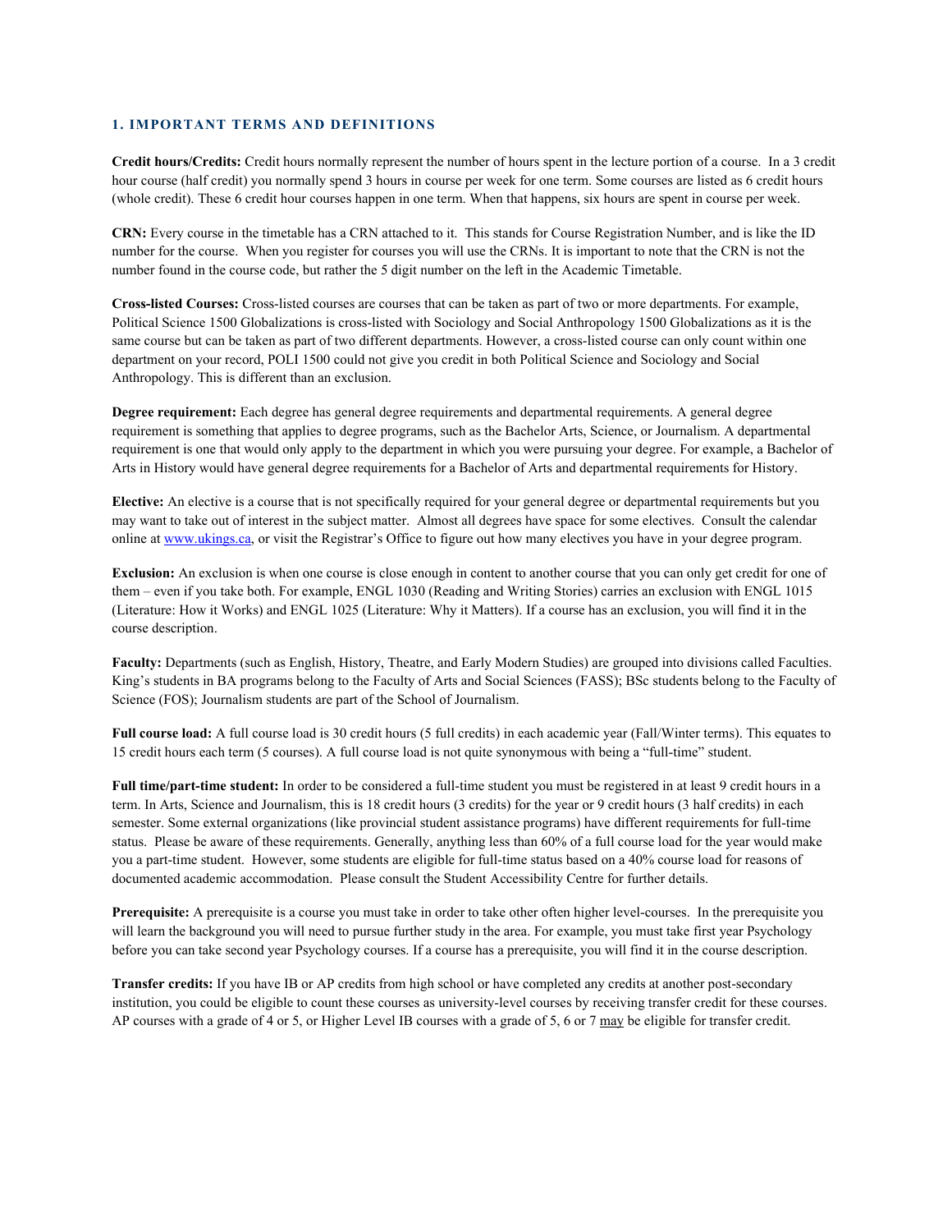## 1. IMPORTANT TERMS AND DEFINITIONS

**Credit hours/Credits:** Credit hours normally represent the number of hours spent in the lecture portion of a course. In a 3 credit hour course (half credit) you normally spend 3 hours in course per week for one term. Some courses are listed as 6 credit hours (whole credit). These 6 credit hour courses happen in one term. When that happens, six hours are spent in course per week.

**CRN:** Every course in the timetable has a CRN attached to it. This stands for Course Registration Number, and is like the ID number for the course. When you register for courses you will use the CRNs. It is important to note that the CRN is not the number found in the course code, but rather the 5 digit number on the left in the Academic Timetable.

**Cross-listed Courses:** Cross-listed courses are courses that can be taken as part of two or more departments. For example, Political Science 1500 Globalizations is cross-listed with Sociology and Social Anthropology 1500 Globalizations as it is the same course but can be taken as part of two different departments. However, a cross-listed course can only count within one department on your record, POLI 1500 could not give you credit in both Political Science and Sociology and Social Anthropology. This is different than an exclusion.

**Degree requirement:** Each degree has general degree requirements and departmental requirements. A general degree requirement is something that applies to degree programs, such as the Bachelor Arts, Science, or Journalism. A departmental requirement is one that would only apply to the department in which you were pursuing your degree. For example, a Bachelor of Arts in History would have general degree requirements for a Bachelor of Arts and departmental requirements for History.

**Elective:** An elective is a course that is not specifically required for your general degree or departmental requirements but you may want to take out of interest in the subject matter. Almost all degrees have space for some electives. Consult the calendar online at [www.ukings.ca](http://www.ukings.ca), or visit the Registrar's Office to figure out how many electives you have in your degree program.

**Exclusion:** An exclusion is when one course is close enough in content to another course that you can only get credit for one of them – even if you take both. For example, ENGL 1030 (Reading and Writing Stories) carries an exclusion with ENGL 1015 (Literature: How it Works) and ENGL 1025 (Literature: Why it Matters). If a course has an exclusion, you will find it in the course description.

**Faculty:** Departments (such as English, History, Theatre, and Early Modern Studies) are grouped into divisions called Faculties. King's students in BA programs belong to the Faculty of Arts and Social Sciences (FASS); BSc students belong to the Faculty of Science (FOS); Journalism students are part of the School of Journalism.

**Full course load:** A full course load is 30 credit hours (5 full credits) in each academic year (Fall/Winter terms). This equates to 15 credit hours each term (5 courses). A full course load is not quite synonymous with being a "full-time" student.

**Full time/part-time student:** In order to be considered a full-time student you must be registered in at least 9 credit hours in a term. In Arts, Science and Journalism, this is 18 credit hours (3 credits) for the year or 9 credit hours (3 half credits) in each semester. Some external organizations (like provincial student assistance programs) have different requirements for full-time status. Please be aware of these requirements. Generally, anything less than 60% of a full course load for the year would make you a part-time student. However, some students are eligible for full-time status based on a 40% course load for reasons of documented academic accommodation. Please consult the Student Accessibility Centre for further details.

**Prerequisite:** A prerequisite is a course you must take in order to take other often higher level-courses. In the prerequisite you will learn the background you will need to pursue further study in the area. For example, you must take first year Psychology before you can take second year Psychology courses. If a course has a prerequisite, you will find it in the course description.

**Transfer credits:** If you have IB or AP credits from high school or have completed any credits at another post-secondary institution, you could be eligible to count these courses as university-level courses by receiving transfer credit for these courses. AP courses with a grade of 4 or 5, or Higher Level IB courses with a grade of 5, 6 or 7 <u>may</u> be eligible for transfer credit.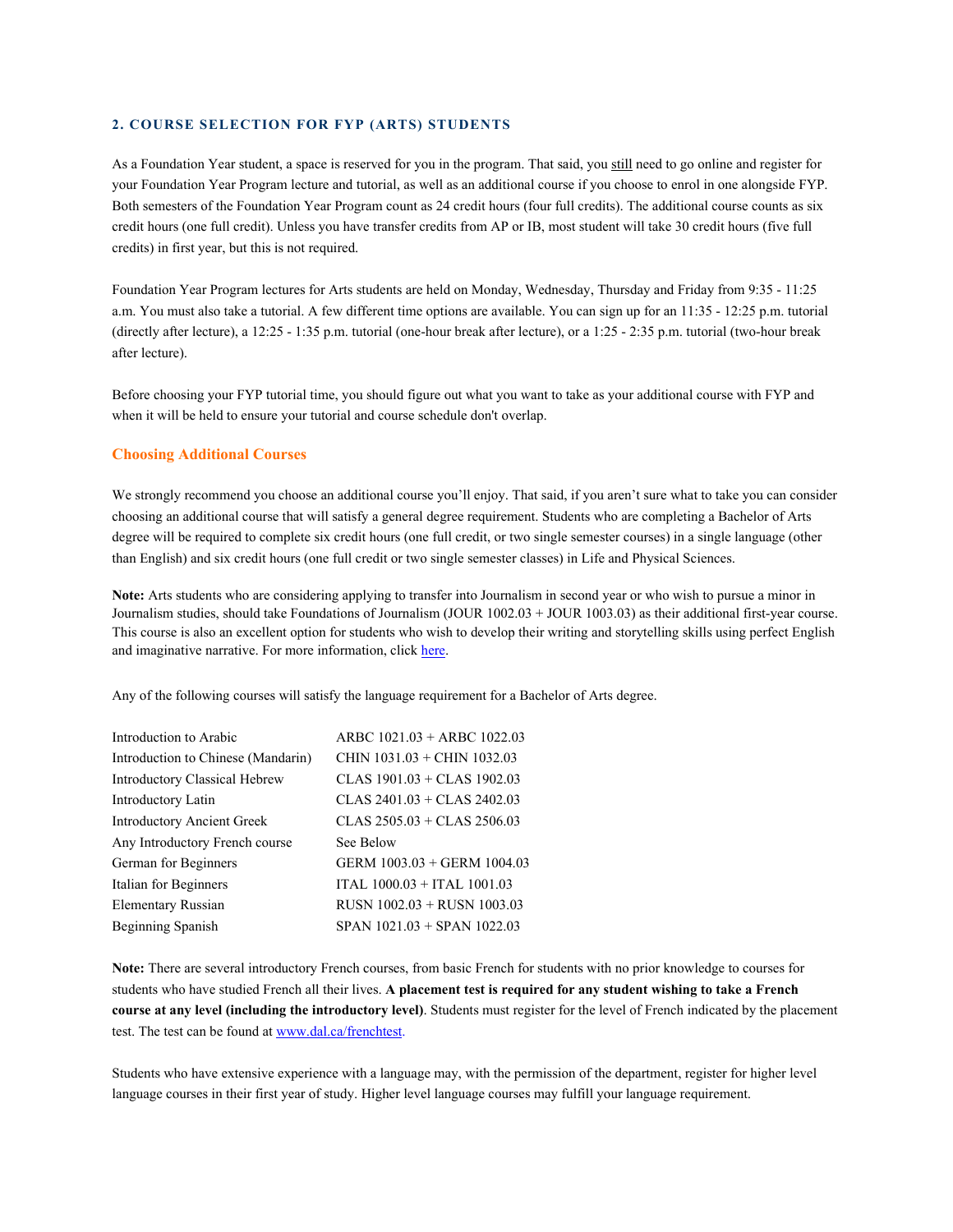## 2. COURSE SELECTION FOR FYP (ARTS) STUDENTS

As a Foundation Year student, a space is reserved for you in the program. That said, you still need to go online and register for your Foundation Year Program lecture and tutorial, as well as an additional course if you choose to enrol in one alongside FYP. Both semesters of the Foundation Year Program count as 24 credit hours (four full credits). The additional course counts as six credit hours (one full credit). Unless you have transfer credits from AP or IB, most student will take 30 credit hours (five full credits) in first year, but this is not required.

Foundation Year Program lectures for Arts students are held on Monday, Wednesday, Thursday and Friday from 9:35 - 11:25 a.m. You must also take a tutorial. A few different time options are available. You can sign up for an 11:35 - 12:25 p.m. tutorial (directly after lecture), a 12:25 - 1:35 p.m. tutorial (one-hour break after lecture), or a 1:25 - 2:35 p.m. tutorial (two-hour break after lecture).

Before choosing your FYP tutorial time, you should figure out what you want to take as your additional course with FYP and when it will be held to ensure your tutorial and course schedule don't overlap.

### Choosing Additional Courses

We strongly recommend you choose an additional course you'll enjoy. That said, if you aren't sure what to take you can consider choosing an additional course that will satisfy a general degree requirement. Students who are completing a Bachelor of Arts degree will be required to complete six credit hours (one full credit, or two single semester courses) in a single language (other than English) and six credit hours (one full credit or two single semester classes) in Life and Physical Sciences.

**Note:** Arts students who are considering applying to transfer into Journalism in second year or who wish to pursue a minor in Journalism studies, should take Foundations of Journalism (JOUR 1002.03 + JOUR 1003.03) as their additional first-year course. This course is also an excellent option for students who wish to develop their writing and storytelling skills using perfect English and imaginative narrative. For more information, click here.

Any of the following courses will satisfy the language requirement for a Bachelor of Arts degree.

| Course | Code |
|---|---|
| Introduction to Arabic | ARBC 1021.03 + ARBC 1022.03 |
| Introduction to Chinese (Mandarin) | CHIN 1031.03 + CHIN 1032.03 |
| Introductory Classical Hebrew | CLAS 1901.03 + CLAS 1902.03 |
| Introductory Latin | CLAS 2401.03 + CLAS 2402.03 |
| Introductory Ancient Greek | CLAS 2505.03 + CLAS 2506.03 |
| Any Introductory French course | See Below |
| German for Beginners | GERM 1003.03 + GERM 1004.03 |
| Italian for Beginners | ITAL 1000.03 + ITAL 1001.03 |
| Elementary Russian | RUSN 1002.03 + RUSN 1003.03 |
| Beginning Spanish | SPAN 1021.03 + SPAN 1022.03 |

**Note:** There are several introductory French courses, from basic French for students with no prior knowledge to courses for students who have studied French all their lives. **A placement test is required for any student wishing to take a French course at any level (including the introductory level)**. Students must register for the level of French indicated by the placement test. The test can be found at www.dal.ca/frenchtest.

Students who have extensive experience with a language may, with the permission of the department, register for higher level language courses in their first year of study. Higher level language courses may fulfill your language requirement.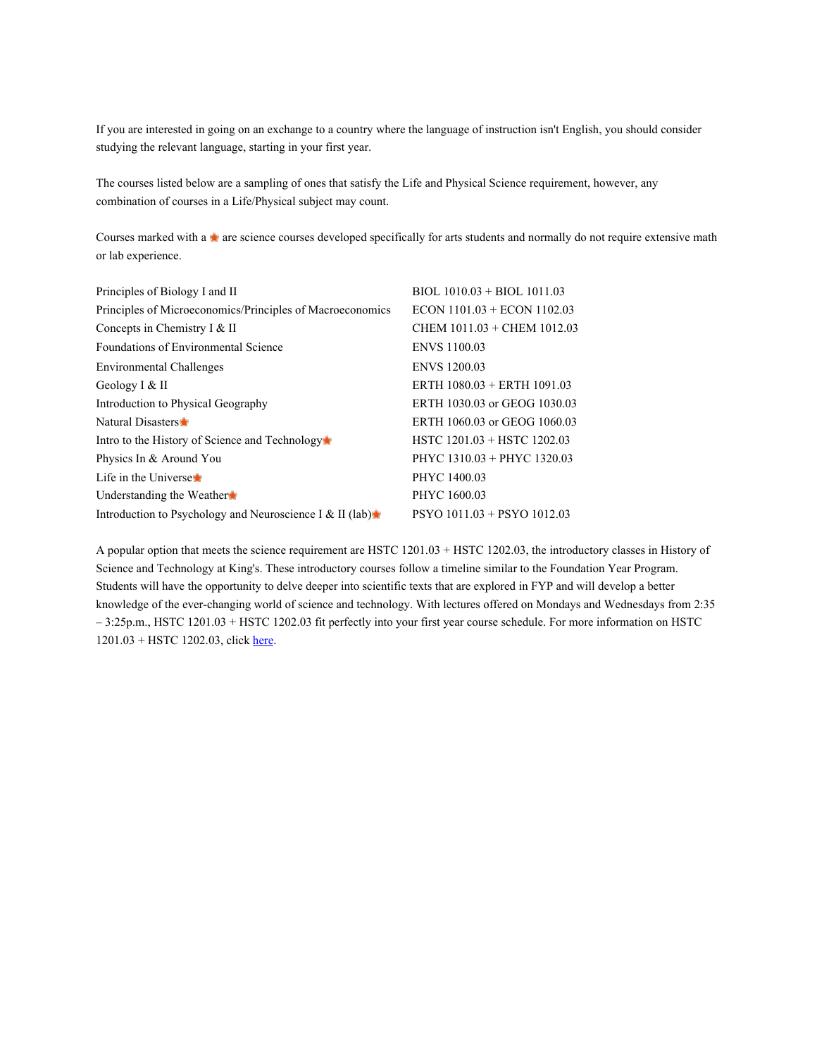If you are interested in going on an exchange to a country where the language of instruction isn't English, you should consider studying the relevant language, starting in your first year.

The courses listed below are a sampling of ones that satisfy the Life and Physical Science requirement, however, any combination of courses in a Life/Physical subject may count.

Courses marked with a ★ are science courses developed specifically for arts students and normally do not require extensive math or lab experience.

| | |
|---|---|
| Principles of Biology I and II | BIOL 1010.03 + BIOL 1011.03 |
| Principles of Microeconomics/Principles of Macroeconomics | ECON 1101.03 + ECON 1102.03 |
| Concepts in Chemistry I & II | CHEM 1011.03 + CHEM 1012.03 |
| Foundations of Environmental Science | ENVS 1100.03 |
| Environmental Challenges | ENVS 1200.03 |
| Geology I & II | ERTH 1080.03 + ERTH 1091.03 |
| Introduction to Physical Geography | ERTH 1030.03 or GEOG 1030.03 |
| Natural Disasters★ | ERTH 1060.03 or GEOG 1060.03 |
| Intro to the History of Science and Technology★ | HSTC 1201.03 + HSTC 1202.03 |
| Physics In & Around You | PHYC 1310.03 + PHYC 1320.03 |
| Life in the Universe★ | PHYC 1400.03 |
| Understanding the Weather★ | PHYC 1600.03 |
| Introduction to Psychology and Neuroscience I & II (lab)★ | PSYO 1011.03 + PSYO 1012.03 |

A popular option that meets the science requirement are HSTC 1201.03 + HSTC 1202.03, the introductory classes in History of Science and Technology at King's. These introductory courses follow a timeline similar to the Foundation Year Program. Students will have the opportunity to delve deeper into scientific texts that are explored in FYP and will develop a better knowledge of the ever-changing world of science and technology. With lectures offered on Mondays and Wednesdays from 2:35 – 3:25p.m., HSTC 1201.03 + HSTC 1202.03 fit perfectly into your first year course schedule. For more information on HSTC 1201.03 + HSTC 1202.03, click here.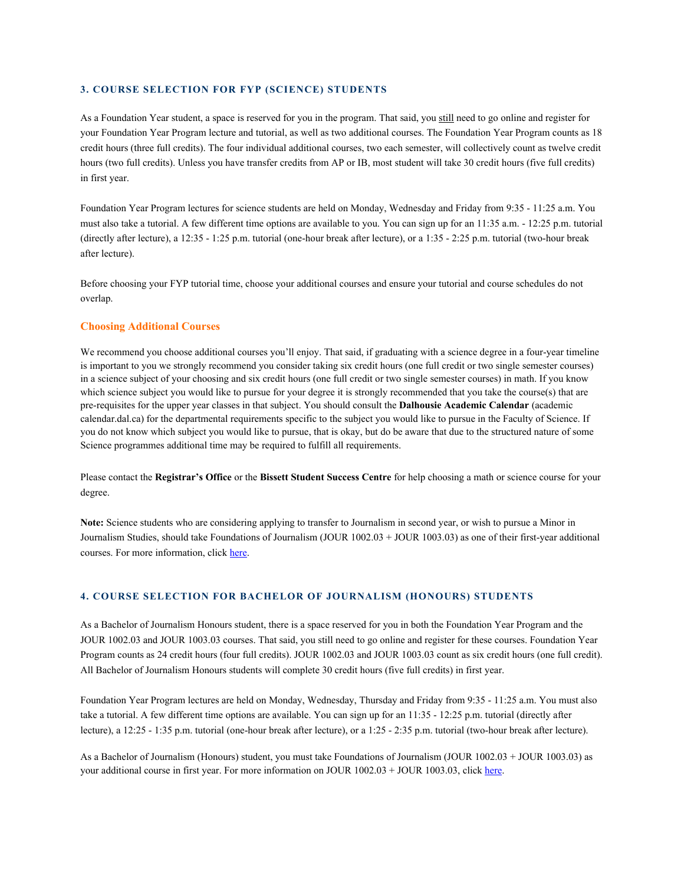### 3. COURSE SELECTION FOR FYP (SCIENCE) STUDENTS

As a Foundation Year student, a space is reserved for you in the program. That said, you still need to go online and register for your Foundation Year Program lecture and tutorial, as well as two additional courses. The Foundation Year Program counts as 18 credit hours (three full credits). The four individual additional courses, two each semester, will collectively count as twelve credit hours (two full credits). Unless you have transfer credits from AP or IB, most student will take 30 credit hours (five full credits) in first year.

Foundation Year Program lectures for science students are held on Monday, Wednesday and Friday from 9:35 - 11:25 a.m. You must also take a tutorial. A few different time options are available to you. You can sign up for an 11:35 a.m. - 12:25 p.m. tutorial (directly after lecture), a 12:35 - 1:25 p.m. tutorial (one-hour break after lecture), or a 1:35 - 2:25 p.m. tutorial (two-hour break after lecture).

Before choosing your FYP tutorial time, choose your additional courses and ensure your tutorial and course schedules do not overlap.

#### Choosing Additional Courses

We recommend you choose additional courses you'll enjoy. That said, if graduating with a science degree in a four-year timeline is important to you we strongly recommend you consider taking six credit hours (one full credit or two single semester courses) in a science subject of your choosing and six credit hours (one full credit or two single semester courses) in math. If you know which science subject you would like to pursue for your degree it is strongly recommended that you take the course(s) that are pre-requisites for the upper year classes in that subject. You should consult the **Dalhousie Academic Calendar** (academic calendar.dal.ca) for the departmental requirements specific to the subject you would like to pursue in the Faculty of Science. If you do not know which subject you would like to pursue, that is okay, but do be aware that due to the structured nature of some Science programmes additional time may be required to fulfill all requirements.

Please contact the **Registrar's Office** or the **Bissett Student Success Centre** for help choosing a math or science course for your degree.

**Note:** Science students who are considering applying to transfer to Journalism in second year, or wish to pursue a Minor in Journalism Studies, should take Foundations of Journalism (JOUR 1002.03 + JOUR 1003.03) as one of their first-year additional courses. For more information, click here.

### 4. COURSE SELECTION FOR BACHELOR OF JOURNALISM (HONOURS) STUDENTS

As a Bachelor of Journalism Honours student, there is a space reserved for you in both the Foundation Year Program and the JOUR 1002.03 and JOUR 1003.03 courses. That said, you still need to go online and register for these courses. Foundation Year Program counts as 24 credit hours (four full credits). JOUR 1002.03 and JOUR 1003.03 count as six credit hours (one full credit). All Bachelor of Journalism Honours students will complete 30 credit hours (five full credits) in first year.

Foundation Year Program lectures are held on Monday, Wednesday, Thursday and Friday from 9:35 - 11:25 a.m. You must also take a tutorial. A few different time options are available to you. You can sign up for an 11:35 - 12:25 p.m. tutorial (directly after lecture), a 12:25 - 1:35 p.m. tutorial (one-hour break after lecture), or a 1:25 - 2:35 p.m. tutorial (two-hour break after lecture).

As a Bachelor of Journalism (Honours) student, you must take Foundations of Journalism (JOUR 1002.03 + JOUR 1003.03) as your additional course in first year. For more information on JOUR 1002.03 + JOUR 1003.03, click here.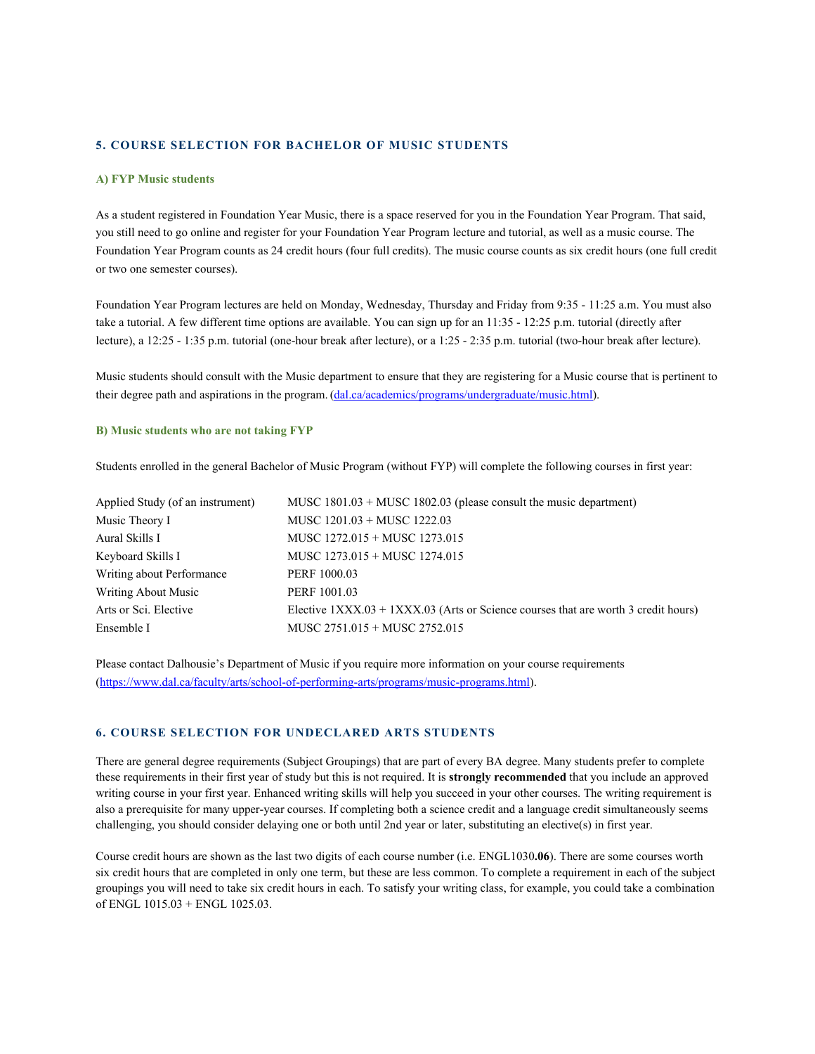## 5. COURSE SELECTION FOR BACHELOR OF MUSIC STUDENTS

### A) FYP Music students

As a student registered in Foundation Year Music, there is a space reserved for you in the Foundation Year Program. That said, you still need to go online and register for your Foundation Year Program lecture and tutorial, as well as a music course. The Foundation Year Program counts as 24 credit hours (four full credits). The music course counts as six credit hours (one full credit or two one semester courses).

Foundation Year Program lectures are held on Monday, Wednesday, Thursday and Friday from 9:35 - 11:25 a.m. You must also take a tutorial. A few different time options are available. You can sign up for an 11:35 - 12:25 p.m. tutorial (directly after lecture), a 12:25 - 1:35 p.m. tutorial (one-hour break after lecture), or a 1:25 - 2:35 p.m. tutorial (two-hour break after lecture).

Music students should consult with the Music department to ensure that they are registering for a Music course that is pertinent to their degree path and aspirations in the program. (dal.ca/academics/programs/undergraduate/music.html).

### B) Music students who are not taking FYP

Students enrolled in the general Bachelor of Music Program (without FYP) will complete the following courses in first year:

| | |
|---|---|
| Applied Study (of an instrument) | MUSC 1801.03 + MUSC 1802.03 (please consult the music department) |
| Music Theory I | MUSC 1201.03 + MUSC 1222.03 |
| Aural Skills I | MUSC 1272.015 + MUSC 1273.015 |
| Keyboard Skills I | MUSC 1273.015 + MUSC 1274.015 |
| Writing about Performance | PERF 1000.03 |
| Writing About Music | PERF 1001.03 |
| Arts or Sci. Elective | Elective 1XXX.03 + 1XXX.03 (Arts or Science courses that are worth 3 credit hours) |
| Ensemble I | MUSC 2751.015 + MUSC 2752.015 |

Please contact Dalhousie's Department of Music if you require more information on your course requirements (https://www.dal.ca/faculty/arts/school-of-performing-arts/programs/music-programs.html).

## 6. COURSE SELECTION FOR UNDECLARED ARTS STUDENTS

There are general degree requirements (Subject Groupings) that are part of every BA degree. Many students prefer to complete these requirements in their first year of study but this is not required. It is **strongly recommended** that you include an approved writing course in your first year. Enhanced writing skills will help you succeed in your other courses. The writing requirement is also a prerequisite for many upper-year courses. If completing both a science credit and a language credit simultaneously seems challenging, you should consider delaying one or both until 2nd year or later, substituting an elective(s) in first year.

Course credit hours are shown as the last two digits of each course number (i.e. ENGL1030**.06**). There are some courses worth six credit hours that are completed in only one term, but these are less common. To complete a requirement in each of the subject groupings you will need to take six credit hours in each. To satisfy your writing class, for example, you could take a combination of ENGL 1015.03 + ENGL 1025.03.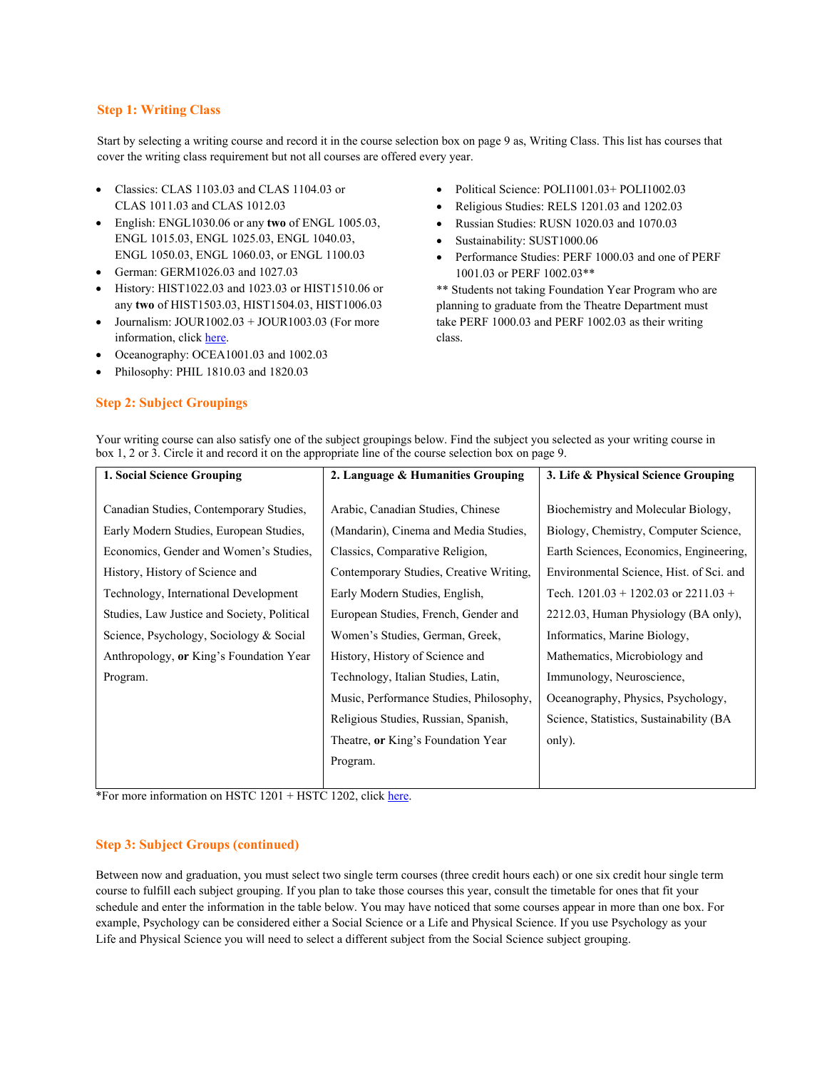## Step 1: Writing Class

Start by selecting a writing course and record it in the course selection box on page 9 as, Writing Class. This list has courses that cover the writing class requirement but not all courses are offered every year.

- Classics: CLAS 1103.03 and CLAS 1104.03 or CLAS 1011.03 and CLAS 1012.03
- English: ENGL1030.06 or any **two** of ENGL 1005.03, ENGL 1015.03, ENGL 1025.03, ENGL 1040.03, ENGL 1050.03, ENGL 1060.03, or ENGL 1100.03
- German: GERM1026.03 and 1027.03
- History: HIST1022.03 and 1023.03 or HIST1510.06 or any **two** of HIST1503.03, HIST1504.03, HIST1006.03
- Journalism: JOUR1002.03 + JOUR1003.03 (For more information, click here.
- Oceanography: OCEA1001.03 and 1002.03
- Philosophy: PHIL 1810.03 and 1820.03
- Political Science: POLI1001.03+ POLI1002.03
- Religious Studies: RELS 1201.03 and 1202.03
- Russian Studies: RUSN 1020.03 and 1070.03
- Sustainability: SUST1000.06
- Performance Studies: PERF 1000.03 and one of PERF 1001.03 or PERF 1002.03**

** Students not taking Foundation Year Program who are planning to graduate from the Theatre Department must take PERF 1000.03 and PERF 1002.03 as their writing class.

## Step 2: Subject Groupings

Your writing course can also satisfy one of the subject groupings below. Find the subject you selected as your writing course in box 1, 2 or 3. Circle it and record it on the appropriate line of the course selection box on page 9.

| 1. Social Science Grouping | 2. Language & Humanities Grouping | 3. Life & Physical Science Grouping |
|---|---|---|
| Canadian Studies, Contemporary Studies, Early Modern Studies, European Studies, Economics, Gender and Women's Studies, History, History of Science and Technology, International Development Studies, Law Justice and Society, Political Science, Psychology, Sociology & Social Anthropology, **or** King's Foundation Year Program. | Arabic, Canadian Studies, Chinese (Mandarin), Cinema and Media Studies, Classics, Comparative Religion, Contemporary Studies, Creative Writing, Early Modern Studies, English, European Studies, French, Gender and Women's Studies, German, Greek, History, History of Science and Technology, Italian Studies, Latin, Music, Performance Studies, Philosophy, Religious Studies, Russian, Spanish, Theatre, **or** King's Foundation Year Program. | Biochemistry and Molecular Biology, Biology, Chemistry, Computer Science, Earth Sciences, Economics, Engineering, Environmental Science, Hist. of Sci. and Tech. 1201.03 + 1202.03 or 2211.03 + 2212.03, Human Physiology (BA only), Informatics, Marine Biology, Mathematics, Microbiology and Immunology, Neuroscience, Oceanography, Physics, Psychology, Science, Statistics, Sustainability (BA only). |

*For more information on HSTC 1201 + HSTC 1202, click here.

## Step 3: Subject Groups (continued)

Between now and graduation, you must select two single term courses (three credit hours each) or one six credit hour single term course to fulfill each subject grouping. If you plan to take those courses this year, consult the timetable for ones that fit your schedule and enter the information in the table below. You may have noticed that some courses appear in more than one box. For example, Psychology can be considered either a Social Science or a Life and Physical Science. If you use Psychology as your Life and Physical Science you will need to select a different subject from the Social Science subject grouping.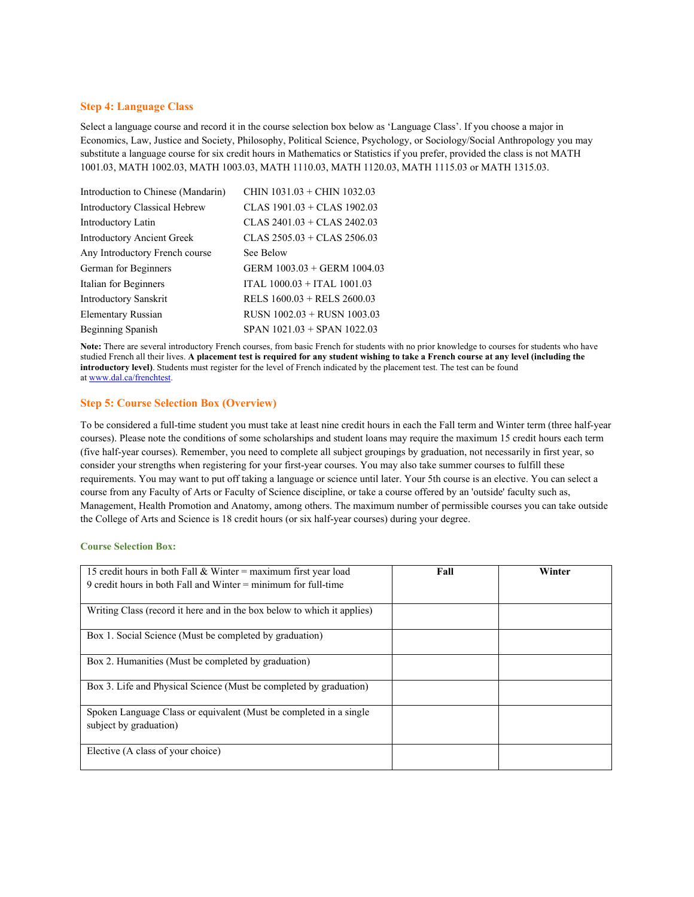### Step 4: Language Class

Select a language course and record it in the course selection box below as 'Language Class'. If you choose a major in Economics, Law, Justice and Society, Philosophy, Political Science, Psychology, or Sociology/Social Anthropology you may substitute a language course for six credit hours in Mathematics or Statistics if you prefer, provided the class is not MATH 1001.03, MATH 1002.03, MATH 1003.03, MATH 1110.03, MATH 1120.03, MATH 1115.03 or MATH 1315.03.

| | |
|---|---|
| Introduction to Chinese (Mandarin) | CHIN 1031.03 + CHIN 1032.03 |
| Introductory Classical Hebrew | CLAS 1901.03 + CLAS 1902.03 |
| Introductory Latin | CLAS 2401.03 + CLAS 2402.03 |
| Introductory Ancient Greek | CLAS 2505.03 + CLAS 2506.03 |
| Any Introductory French course | See Below |
| German for Beginners | GERM 1003.03 + GERM 1004.03 |
| Italian for Beginners | ITAL 1000.03 + ITAL 1001.03 |
| Introductory Sanskrit | RELS 1600.03 + RELS 2600.03 |
| Elementary Russian | RUSN 1002.03 + RUSN 1003.03 |
| Beginning Spanish | SPAN 1021.03 + SPAN 1022.03 |

**Note:** There are several introductory French courses, from basic French for students with no prior knowledge to courses for students who have studied French all their lives. **A placement test is required for any student wishing to take a French course at any level (including the introductory level)**. Students must register for the level of French indicated by the placement test. The test can be found at www.dal.ca/frenchtest.

### Step 5: Course Selection Box (Overview)

To be considered a full-time student you must take at least nine credit hours in each the Fall term and Winter term (three half-year courses). Please note the conditions of some scholarships and student loans may require the maximum 15 credit hours each term (five half-year courses). Remember, you need to complete all subject groupings by graduation, not necessarily in first year, so consider your strengths when registering for your first-year courses. You may also take summer courses to fulfill these requirements. You may want to put off taking a language or science until later. Your 5th course is an elective. You can select a course from any Faculty of Arts or Faculty of Science discipline, or take a course offered by an 'outside' faculty such as, Management, Health Promotion and Anatomy, among others. The maximum number of permissible courses you can take outside the College of Arts and Science is 18 credit hours (or six half-year courses) during your degree.

#### Course Selection Box:

| 15 credit hours in both Fall & Winter = maximum first year load<br>9 credit hours in both Fall and Winter = minimum for full-time | Fall | Winter |
|---|---|---|
| Writing Class (record it here and in the box below to which it applies) | | |
| Box 1. Social Science (Must be completed by graduation) | | |
| Box 2. Humanities (Must be completed by graduation) | | |
| Box 3. Life and Physical Science (Must be completed by graduation) | | |
| Spoken Language Class or equivalent (Must be completed in a single subject by graduation) | | |
| Elective (A class of your choice) | | |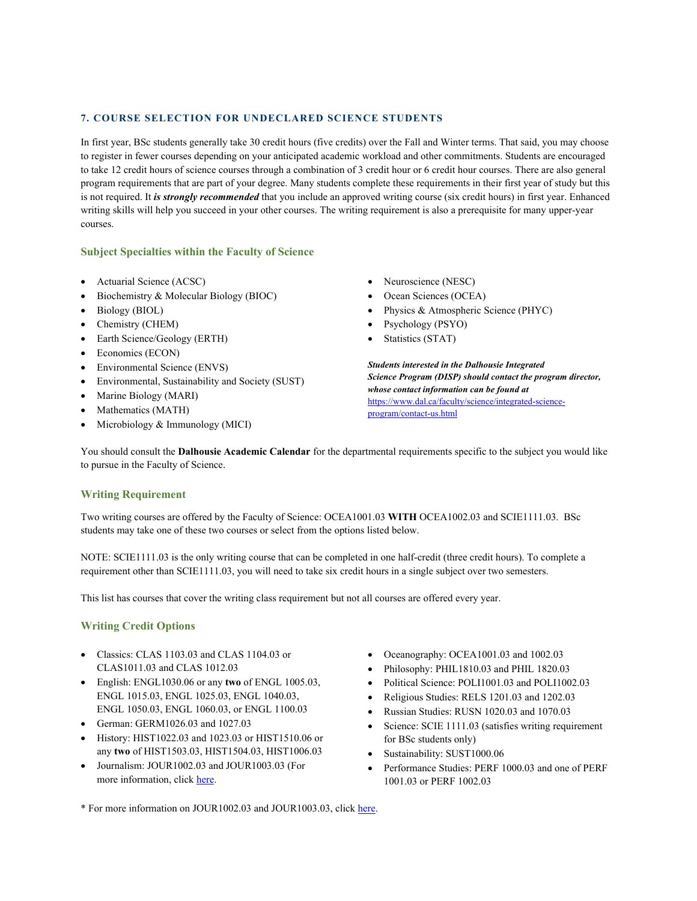## 7. COURSE SELECTION FOR UNDECLARED SCIENCE STUDENTS

In first year, BSc students generally take 30 credit hours (five credits) over the Fall and Winter terms. That said, you may choose to register in fewer courses depending on your anticipated academic workload and other commitments. Students are encouraged to take 12 credit hours of science courses through a combination of 3 credit hour or 6 credit hour courses. There are also general program requirements that are part of your degree. Many students complete these requirements in their first year of study but this is not required. It ***is strongly recommended*** that you include an approved writing course (six credit hours) in first year. Enhanced writing skills will help you succeed in your other courses. The writing requirement is also a prerequisite for many upper-year courses.

### Subject Specialties within the Faculty of Science

- Actuarial Science (ACSC)
- Biochemistry & Molecular Biology (BIOC)
- Biology (BIOL)
- Chemistry (CHEM)
- Earth Science/Geology (ERTH)
- Economics (ECON)
- Environmental Science (ENVS)
- Environmental, Sustainability and Society (SUST)
- Marine Biology (MARI)
- Mathematics (MATH)
- Microbiology & Immunology (MICI)
- Neuroscience (NESC)
- Ocean Sciences (OCEA)
- Physics & Atmospheric Science (PHYC)
- Psychology (PSYO)
- Statistics (STAT)

***Students interested in the Dalhousie Integrated Science Program (DISP) should contact the program director, whose contact information can be found at*** https://www.dal.ca/faculty/science/integrated-science-program/contact-us.html

You should consult the **Dalhousie Academic Calendar** for the departmental requirements specific to the subject you would like to pursue in the Faculty of Science.

### Writing Requirement

Two writing courses are offered by the Faculty of Science: OCEA1001.03 **WITH** OCEA1002.03 and SCIE1111.03. BSc students may take one of these two courses or select from the options listed below.

NOTE: SCIE1111.03 is the only writing course that can be completed in one half-credit (three credit hours). To complete a requirement other than SCIE1111.03, you will need to take six credit hours in a single subject over two semesters.

This list has courses that cover the writing class requirement but not all courses are offered every year.

### Writing Credit Options

- Classics: CLAS 1103.03 and CLAS 1104.03 or CLAS1011.03 and CLAS 1012.03
- English: ENGL1030.06 or any **two** of ENGL 1005.03, ENGL 1015.03, ENGL 1025.03, ENGL 1040.03, ENGL 1050.03, ENGL 1060.03, or ENGL 1100.03
- German: GERM1026.03 and 1027.03
- History: HIST1022.03 and 1023.03 or HIST1510.06 or any **two** of HIST1503.03, HIST1504.03, HIST1006.03
- Journalism: JOUR1002.03 and JOUR1003.03 (For more information, click here.
- Oceanography: OCEA1001.03 and 1002.03
- Philosophy: PHIL1810.03 and PHIL 1820.03
- Political Science: POLI1001.03 and POLI1002.03
- Religious Studies: RELS 1201.03 and 1202.03
- Russian Studies: RUSN 1020.03 and 1070.03
- Science: SCIE 1111.03 (satisfies writing requirement for BSc students only)
- Sustainability: SUST1000.06
- Performance Studies: PERF 1000.03 and one of PERF 1001.03 or PERF 1002.03

\* For more information on JOUR1002.03 and JOUR1003.03, click here.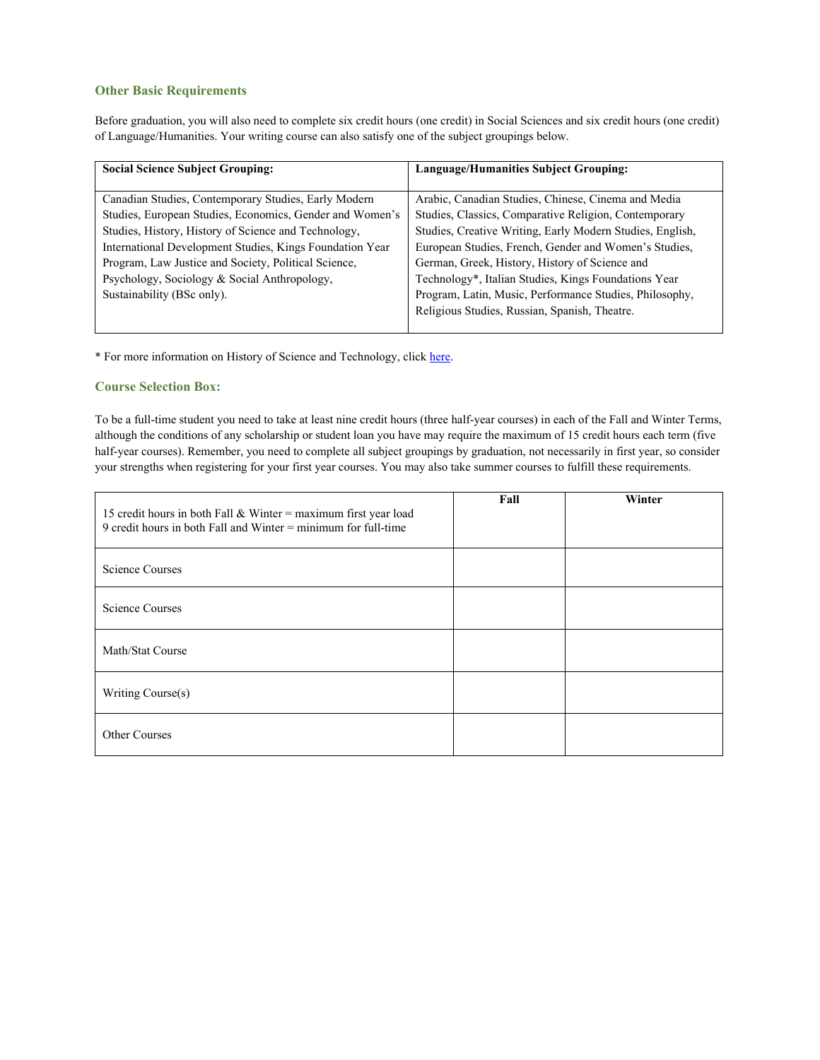### Other Basic Requirements

Before graduation, you will also need to complete six credit hours (one credit) in Social Sciences and six credit hours (one credit) of Language/Humanities. Your writing course can also satisfy one of the subject groupings below.

| Social Science Subject Grouping: | Language/Humanities Subject Grouping: |
| --- | --- |
| Canadian Studies, Contemporary Studies, Early Modern Studies, European Studies, Economics, Gender and Women's Studies, History, History of Science and Technology, International Development Studies, Kings Foundation Year Program, Law Justice and Society, Political Science, Psychology, Sociology & Social Anthropology, Sustainability (BSc only). | Arabic, Canadian Studies, Chinese, Cinema and Media Studies, Classics, Comparative Religion, Contemporary Studies, Creative Writing, Early Modern Studies, English, European Studies, French, Gender and Women's Studies, German, Greek, History, History of Science and Technology*, Italian Studies, Kings Foundations Year Program, Latin, Music, Performance Studies, Philosophy, Religious Studies, Russian, Spanish, Theatre. |

* For more information on History of Science and Technology, click here.

### Course Selection Box:

To be a full-time student you need to take at least nine credit hours (three half-year courses) in each of the Fall and Winter Terms, although the conditions of any scholarship or student loan you have may require the maximum of 15 credit hours each term (five half-year courses). Remember, you need to complete all subject groupings by graduation, not necessarily in first year, so consider your strengths when registering for your first year courses. You may also take summer courses to fulfill these requirements.

| 15 credit hours in both Fall & Winter = maximum first year load<br>9 credit hours in both Fall and Winter = minimum for full-time | Fall | Winter |
| --- | --- | --- |
| Science Courses | | |
| Science Courses | | |
| Math/Stat Course | | |
| Writing Course(s) | | |
| Other Courses | | |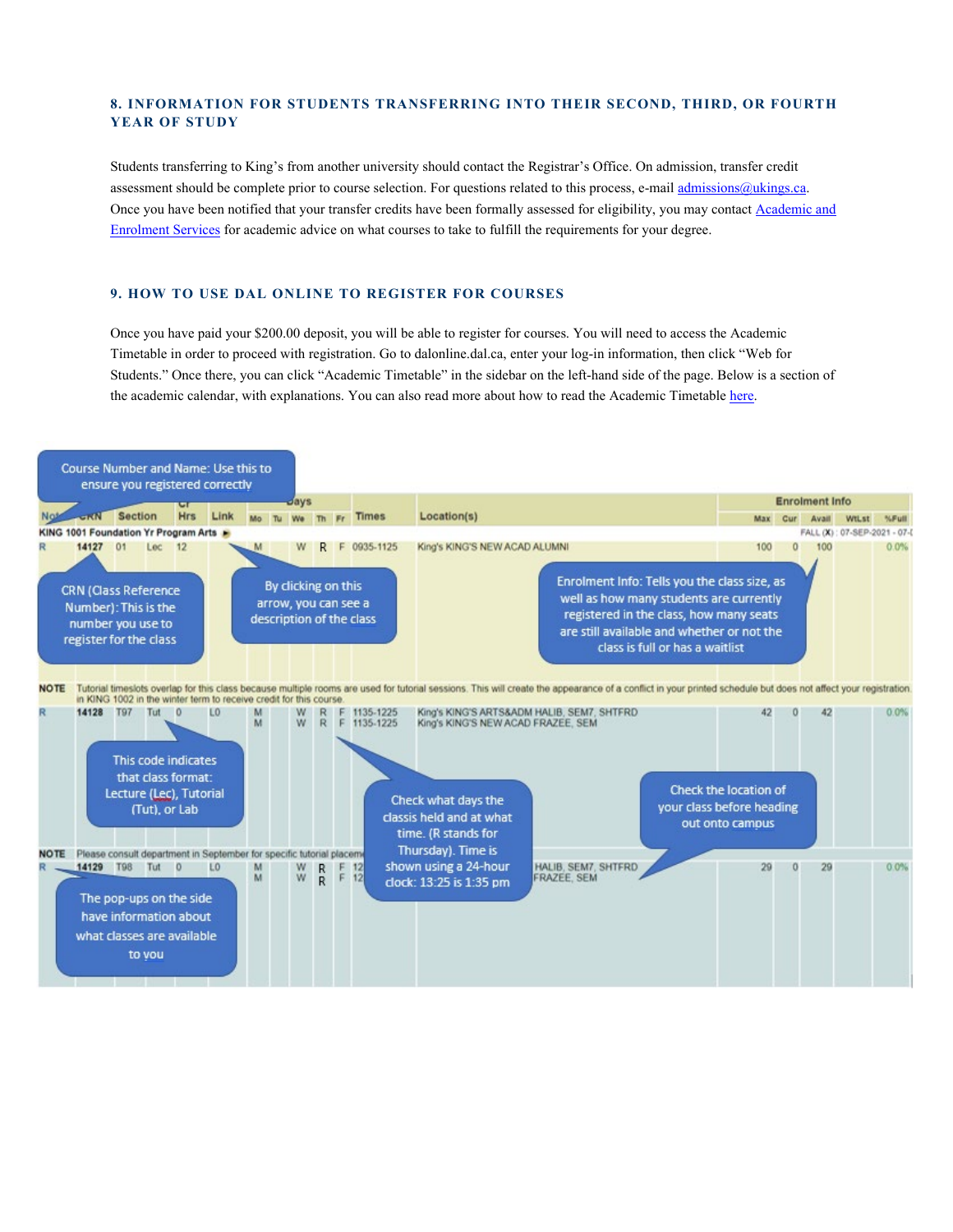### 8. INFORMATION FOR STUDENTS TRANSFERRING INTO THEIR SECOND, THIRD, OR FOURTH YEAR OF STUDY

Students transferring to King's from another university should contact the Registrar's Office. On admission, transfer credit assessment should be complete prior to course selection. For questions related to this process, e-mail admissions@ukings.ca. Once you have been notified that your transfer credits have been formally assessed for eligibility, you may contact Academic and Enrolment Services for academic advice on what courses to take to fulfill the requirements for your degree.

### 9. HOW TO USE DAL ONLINE TO REGISTER FOR COURSES

Once you have paid your $200.00 deposit, you will be able to register for courses. You will need to access the Academic Timetable in order to proceed with registration. Go to dalonline.dal.ca, enter your log-in information, then click "Web for Students." Once there, you can click "Academic Timetable" in the sidebar on the left-hand side of the page. Below is a section of the academic calendar, with explanations. You can also read more about how to read the Academic Timetable here.

| Notes | CRN | Section | | Cr Hrs | Link | Mo | Tu | We | Th | Fr | Times | Location(s) | Max | Cur | Avail | WtLst | %Full |
|---|---|---|---|---|---|---|---|---|---|---|---|---|---|---|---|---|---|
| KING 1001 Foundation Yr Program Arts ► | | | | | | | | | | | | FALL (X) : 07-SEP-2021 - 07-( | | | | | |
| R | 14127 | 01 | Lec | 12 | | M | | W | R | F | 0935-1125 | King's KING'S NEW ACAD ALUMNI | 100 | 0 | 100 | | 0.0% |
| NOTE | Tutorial timeslots overlap for this class because multiple rooms are used for tutorial sessions. This will create the appearance of a conflict in your printed schedule but does not affect your registration in KING 1002 in the winter term to receive credit for this course. | | | | | | | | | | | | | | | | |
| R | 14128 | T97 | Tut | 0 | L0 | M | | W | R | F | 1135-1225 | King's KING'S ARTS&ADM HALIB, SEM7, SHTFRD | 42 | 0 | 42 | | 0.0% |
| | | | | | | M | | W | R | F | 1135-1225 | King's KING'S NEW ACAD FRAZEE, SEM | | | | | |
| NOTE | Please consult department in September for specific tutorial placem | | | | | | | | | | | | | | | | |
| R | 14129 | T98 | Tut | 0 | L0 | M | | W | R | F | 12 | HALIB, SEM7, SHTFRD | 29 | 0 | 29 | | 0.0% |
| | | | | | | M | | W | R | F | 12 | FRAZEE, SEM | | | | | |

- Course Number and Name: Use this to ensure you registered correctly
- CRN (Class Reference Number): This is the number you use to register for the class
- By clicking on this arrow, you can see a description of the class
- Enrolment Info: Tells you the class size, as well as how many students are currently registered in the class, how many seats are still available and whether or not the class is full or has a waitlist
- This code indicates that class format: Lecture (Lec), Tutorial (Tut), or Lab
- Check what days the class is held and at what time. (R stands for Thursday). Time is shown using a 24-hour clock: 13:25 is 1:35 pm
- Check the location of your class before heading out onto campus
- The pop-ups on the side have information about what classes are available to you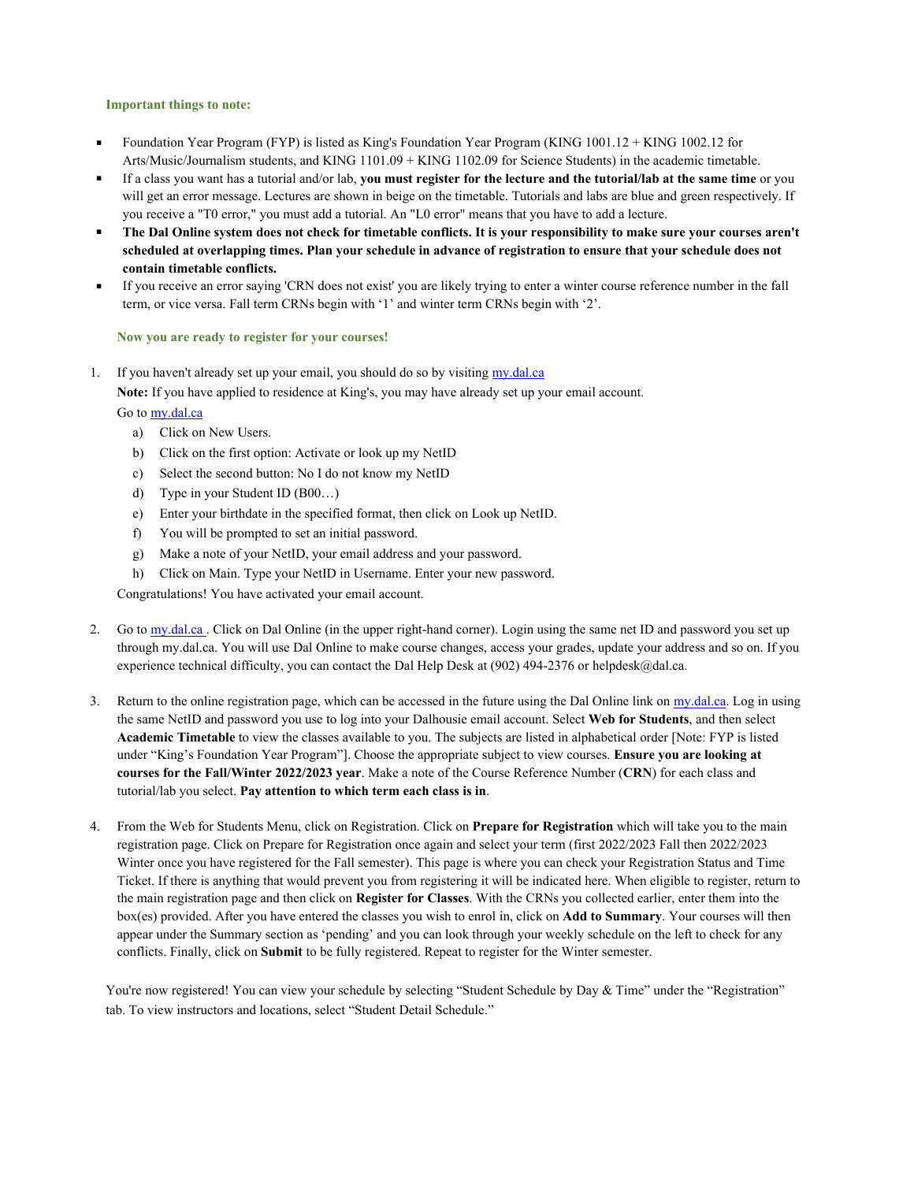### Important things to note:

- Foundation Year Program (FYP) is listed as King's Foundation Year Program (KING 1001.12 + KING 1002.12 for Arts/Music/Journalism students, and KING 1101.09 + KING 1102.09 for Science Students) in the academic timetable.
- If a class you want has a tutorial and/or lab, **you must register for the lecture and the tutorial/lab at the same time** or you will get an error message. Lectures are shown in beige on the timetable. Tutorials and labs are blue and green respectively. If you receive a "T0 error," you must add a tutorial. An "L0 error" means that you have to add a lecture.
- **The Dal Online system does not check for timetable conflicts. It is your responsibility to make sure your courses aren't scheduled at overlapping times. Plan your schedule in advance of registration to ensure that your schedule does not contain timetable conflicts.**
- If you receive an error saying 'CRN does not exist' you are likely trying to enter a winter course reference number in the fall term, or vice versa. Fall term CRNs begin with '1' and winter term CRNs begin with '2'.

### Now you are ready to register for your courses!

1. If you haven't already set up your email, you should do so by visiting [my.dal.ca](my.dal.ca)

   **Note:** If you have applied to residence at King's, you may have already set up your email account.

   Go to [my.dal.ca](my.dal.ca)

   a) Click on New Users.
   b) Click on the first option: Activate or look up my NetID
   c) Select the second button: No I do not know my NetID
   d) Type in your Student ID (B00…)
   e) Enter your birthdate in the specified format, then click on Look up NetID.
   f) You will be prompted to set an initial password.
   g) Make a note of your NetID, your email address and your password.
   h) Click on Main. Type your NetID in Username. Enter your new password.

   Congratulations! You have activated your email account.

2. Go to [my.dal.ca](my.dal.ca) . Click on Dal Online (in the upper right-hand corner). Login using the same net ID and password you set up through my.dal.ca. You will use Dal Online to make course changes, access your grades, update your address and so on. If you experience technical difficulty, you can contact the Dal Help Desk at (902) 494-2376 or helpdesk@dal.ca.

3. Return to the online registration page, which can be accessed in the future using the Dal Online link on [my.dal.ca](my.dal.ca). Log in using the same NetID and password you use to log into your Dalhousie email account. Select **Web for Students**, and then select **Academic Timetable** to view the classes available to you. The subjects are listed in alphabetical order [Note: FYP is listed under "King's Foundation Year Program"]. Choose the appropriate subject to view courses. **Ensure you are looking at courses for the Fall/Winter 2022/2023 year**. Make a note of the Course Reference Number (**CRN**) for each class and tutorial/lab you select. **Pay attention to which term each class is in**.

4. From the Web for Students Menu, click on Registration. Click on **Prepare for Registration** which will take you to the main registration page. Click on Prepare for Registration once again and select your term (first 2022/2023 Fall then 2022/2023 Winter once you have registered for the Fall semester). This page is where you can check your Registration Status and Time Ticket. If there is anything that would prevent you from registering it will be indicated here. When eligible to register, return to the main registration page and then click on **Register for Classes**. With the CRNs you collected earlier, enter them into the box(es) provided. After you have entered the classes you wish to enrol in, click on **Add to Summary**. Your courses will then appear under the Summary section as 'pending' and you can look through your weekly schedule on the left to check for any conflicts. Finally, click on **Submit** to be fully registered. Repeat to register for the Winter semester.

You're now registered! You can view your schedule by selecting "Student Schedule by Day & Time" under the "Registration" tab. To view instructors and locations, select "Student Detail Schedule."